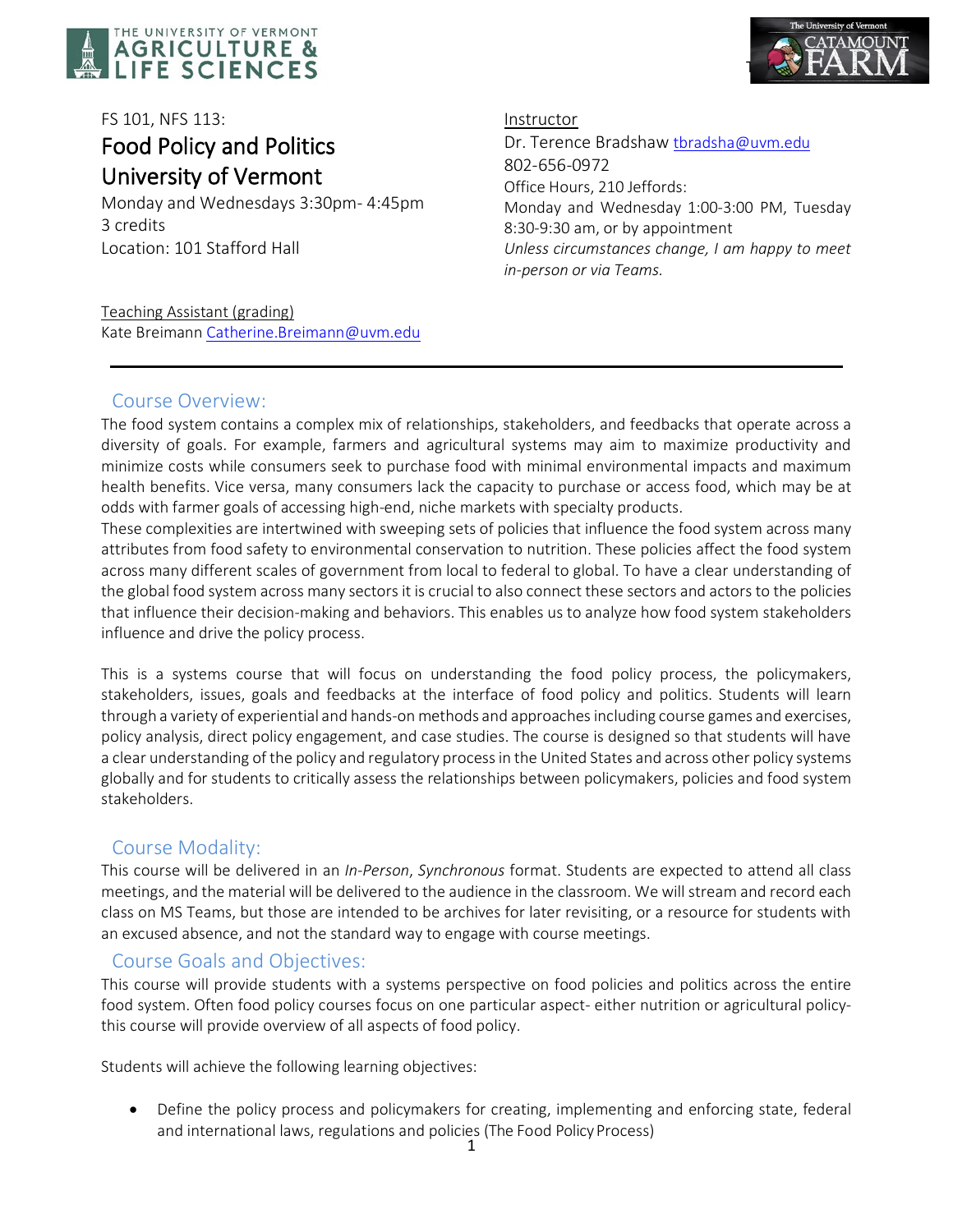THE UNIVERSITY OF VERMONT AGRICULTURE & LIFE SCIENCES

The University of Vermont CATAMOUNT FARM

FS 101, NFS 113:

# Food Policy and Politics University of Vermont

Monday and Wednesdays 3:30pm- 4:45pm
3 credits
Location: 101 Stafford Hall

Instructor
Dr. Terence Bradshaw tbradsha@uvm.edu
802-656-0972
Office Hours, 210 Jeffords:
Monday and Wednesday 1:00-3:00 PM, Tuesday 8:30-9:30 am, or by appointment
*Unless circumstances change, I am happy to meet in-person or via Teams.*

Teaching Assistant (grading)
Kate Breimann Catherine.Breimann@uvm.edu

---

## Course Overview:

The food system contains a complex mix of relationships, stakeholders, and feedbacks that operate across a diversity of goals. For example, farmers and agricultural systems may aim to maximize productivity and minimize costs while consumers seek to purchase food with minimal environmental impacts and maximum health benefits. Vice versa, many consumers lack the capacity to purchase or access food, which may be at odds with farmer goals of accessing high-end, niche markets with specialty products.
These complexities are intertwined with sweeping sets of policies that influence the food system across many attributes from food safety to environmental conservation to nutrition. These policies affect the food system across many different scales of government from local to federal to global. To have a clear understanding of the global food system across many sectors it is crucial to also connect these sectors and actors to the policies that influence their decision-making and behaviors. This enables us to analyze how food system stakeholders influence and drive the policy process.

This is a systems course that will focus on understanding the food policy process, the policymakers, stakeholders, issues, goals and feedbacks at the interface of food policy and politics. Students will learn through a variety of experiential and hands-on methods and approaches including course games and exercises, policy analysis, direct policy engagement, and case studies. The course is designed so that students will have a clear understanding of the policy and regulatory process in the United States and across other policy systems globally and for students to critically assess the relationships between policymakers, policies and food system stakeholders.

## Course Modality:

This course will be delivered in an *In-Person*, *Synchronous* format. Students are expected to attend all class meetings, and the material will be delivered to the audience in the classroom. We will stream and record each class on MS Teams, but those are intended to be archives for later revisiting, or a resource for students with an excused absence, and not the standard way to engage with course meetings.

## Course Goals and Objectives:

This course will provide students with a systems perspective on food policies and politics across the entire food system. Often food policy courses focus on one particular aspect- either nutrition or agricultural policy- this course will provide overview of all aspects of food policy.

Students will achieve the following learning objectives:

- Define the policy process and policymakers for creating, implementing and enforcing state, federal and international laws, regulations and policies (The Food Policy Process)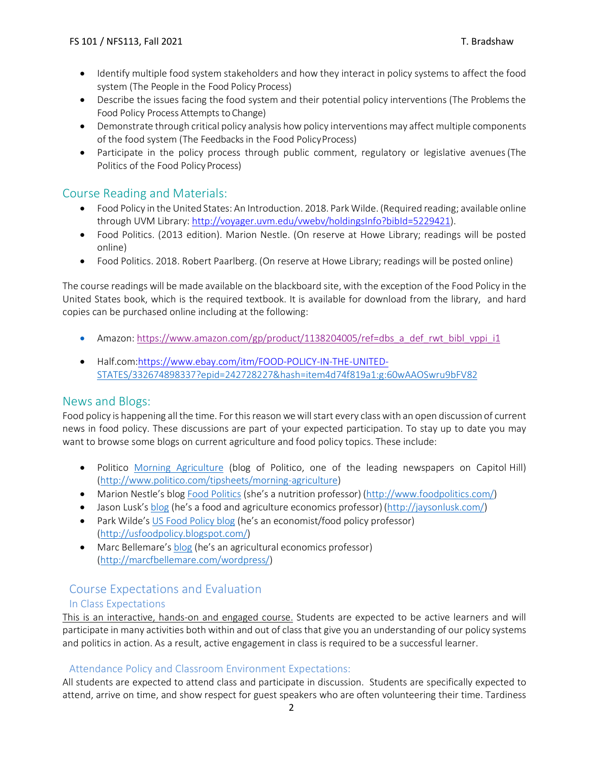- Identify multiple food system stakeholders and how they interact in policy systems to affect the food system (The People in the Food Policy Process)
- Describe the issues facing the food system and their potential policy interventions (The Problems the Food Policy Process Attempts to Change)
- Demonstrate through critical policy analysis how policy interventions may affect multiple components of the food system (The Feedbacks in the Food Policy Process)
- Participate in the policy process through public comment, regulatory or legislative avenues (The Politics of the Food Policy Process)

## Course Reading and Materials:

- Food Policy in the United States: An Introduction. 2018. Park Wilde. (Required reading; available online through UVM Library: http://voyager.uvm.edu/vwebv/holdingsInfo?bibId=5229421).
- Food Politics. (2013 edition). Marion Nestle. (On reserve at Howe Library; readings will be posted online)
- Food Politics. 2018. Robert Paarlberg. (On reserve at Howe Library; readings will be posted online)

The course readings will be made available on the blackboard site, with the exception of the Food Policy in the United States book, which is the required textbook. It is available for download from the library, and hard copies can be purchased online including at the following:

- Amazon: https://www.amazon.com/gp/product/1138204005/ref=dbs_a_def_rwt_bibl_vppi_i1
- Half.com:https://www.ebay.com/itm/FOOD-POLICY-IN-THE-UNITED-STATES/332674898337?epid=242728227&hash=item4d74f819a1:g:60wAAOSwru9bFV82

## News and Blogs:

Food policy is happening all the time. For this reason we will start every class with an open discussion of current news in food policy. These discussions are part of your expected participation. To stay up to date you may want to browse some blogs on current agriculture and food policy topics. These include:

- Politico Morning Agriculture (blog of Politico, one of the leading newspapers on Capitol Hill) (http://www.politico.com/tipsheets/morning-agriculture)
- Marion Nestle's blog Food Politics (she's a nutrition professor) (http://www.foodpolitics.com/)
- Jason Lusk's blog (he's a food and agriculture economics professor) (http://jaysonlusk.com/)
- Park Wilde's US Food Policy blog (he's an economist/food policy professor) (http://usfoodpolicy.blogspot.com/)
- Marc Bellemare's blog (he's an agricultural economics professor) (http://marcfbellemare.com/wordpress/)

## Course Expectations and Evaluation

### In Class Expectations

This is an interactive, hands-on and engaged course. Students are expected to be active learners and will participate in many activities both within and out of class that give you an understanding of our policy systems and politics in action. As a result, active engagement in class is required to be a successful learner.

### Attendance Policy and Classroom Environment Expectations:

All students are expected to attend class and participate in discussion. Students are specifically expected to attend, arrive on time, and show respect for guest speakers who are often volunteering their time. Tardiness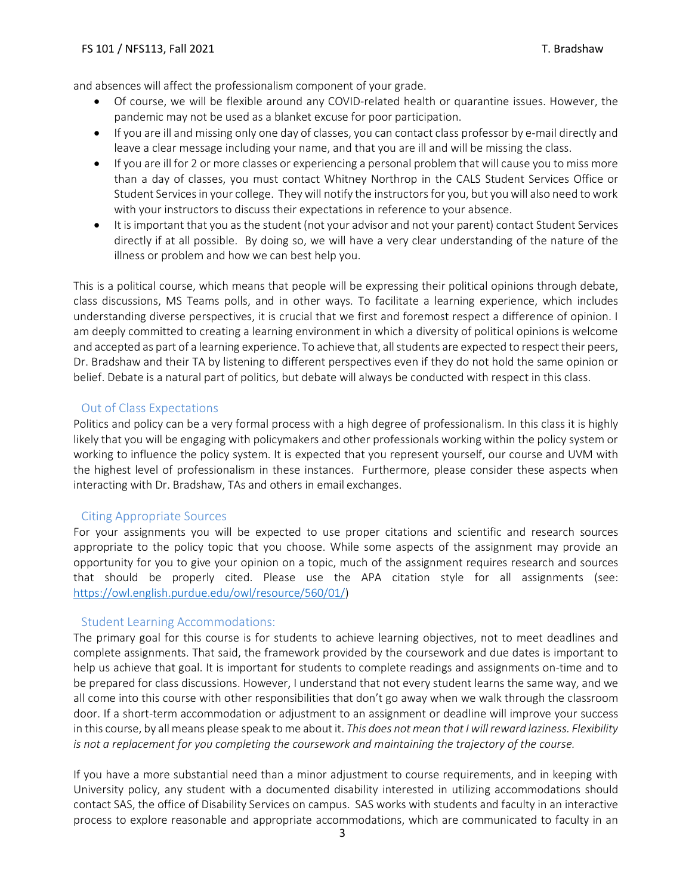and absences will affect the professionalism component of your grade.

- Of course, we will be flexible around any COVID-related health or quarantine issues. However, the pandemic may not be used as a blanket excuse for poor participation.
- If you are ill and missing only one day of classes, you can contact class professor by e-mail directly and leave a clear message including your name, and that you are ill and will be missing the class.
- If you are ill for 2 or more classes or experiencing a personal problem that will cause you to miss more than a day of classes, you must contact Whitney Northrop in the CALS Student Services Office or Student Services in your college. They will notify the instructors for you, but you will also need to work with your instructors to discuss their expectations in reference to your absence.
- It is important that you as the student (not your advisor and not your parent) contact Student Services directly if at all possible. By doing so, we will have a very clear understanding of the nature of the illness or problem and how we can best help you.

This is a political course, which means that people will be expressing their political opinions through debate, class discussions, MS Teams polls, and in other ways. To facilitate a learning experience, which includes understanding diverse perspectives, it is crucial that we first and foremost respect a difference of opinion. I am deeply committed to creating a learning environment in which a diversity of political opinions is welcome and accepted as part of a learning experience. To achieve that, all students are expected to respect their peers, Dr. Bradshaw and their TA by listening to different perspectives even if they do not hold the same opinion or belief. Debate is a natural part of politics, but debate will always be conducted with respect in this class.

## Out of Class Expectations

Politics and policy can be a very formal process with a high degree of professionalism. In this class it is highly likely that you will be engaging with policymakers and other professionals working within the policy system or working to influence the policy system. It is expected that you represent yourself, our course and UVM with the highest level of professionalism in these instances. Furthermore, please consider these aspects when interacting with Dr. Bradshaw, TAs and others in email exchanges.

## Citing Appropriate Sources

For your assignments you will be expected to use proper citations and scientific and research sources appropriate to the policy topic that you choose. While some aspects of the assignment may provide an opportunity for you to give your opinion on a topic, much of the assignment requires research and sources that should be properly cited. Please use the APA citation style for all assignments (see: https://owl.english.purdue.edu/owl/resource/560/01/)

## Student Learning Accommodations:

The primary goal for this course is for students to achieve learning objectives, not to meet deadlines and complete assignments. That said, the framework provided by the coursework and due dates is important to help us achieve that goal. It is important for students to complete readings and assignments on-time and to be prepared for class discussions. However, I understand that not every student learns the same way, and we all come into this course with other responsibilities that don't go away when we walk through the classroom door. If a short-term accommodation or adjustment to an assignment or deadline will improve your success in this course, by all means please speak to me about it. *This does not mean that I will reward laziness. Flexibility is not a replacement for you completing the coursework and maintaining the trajectory of the course.*

If you have a more substantial need than a minor adjustment to course requirements, and in keeping with University policy, any student with a documented disability interested in utilizing accommodations should contact SAS, the office of Disability Services on campus. SAS works with students and faculty in an interactive process to explore reasonable and appropriate accommodations, which are communicated to faculty in an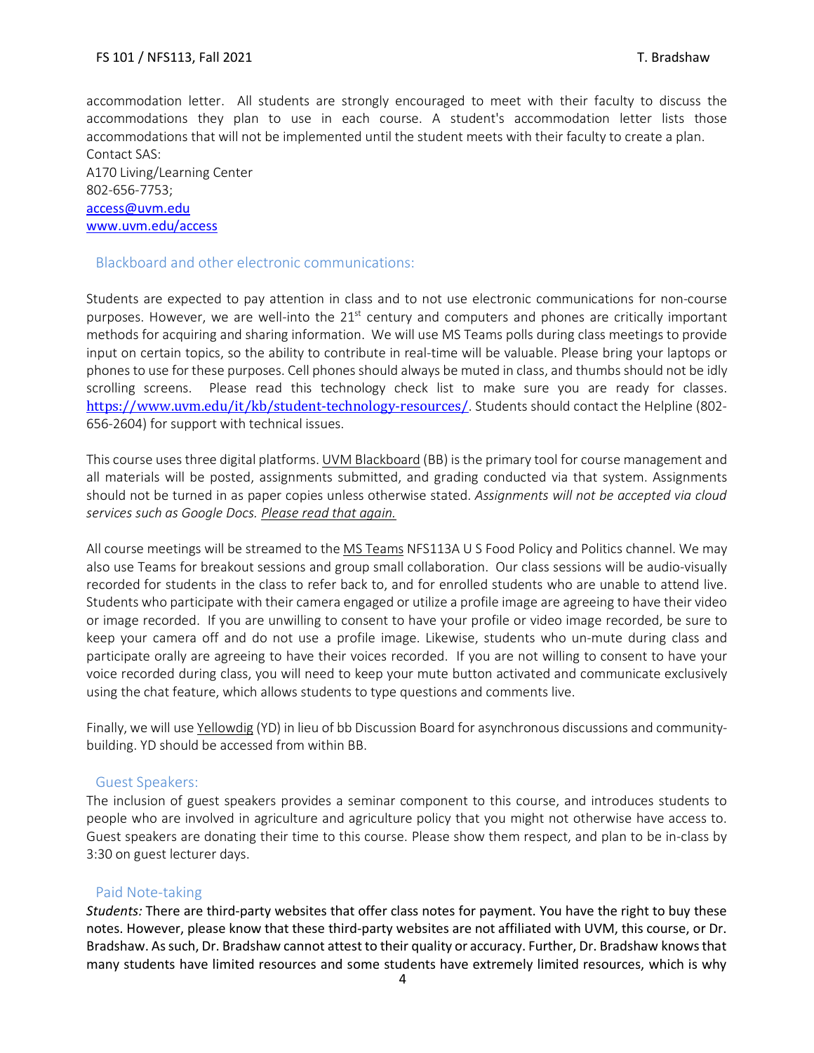accommodation letter. All students are strongly encouraged to meet with their faculty to discuss the accommodations they plan to use in each course. A student's accommodation letter lists those accommodations that will not be implemented until the student meets with their faculty to create a plan.
Contact SAS:
A170 Living/Learning Center
802-656-7753;
[access@uvm.edu](mailto:access@uvm.edu)
[www.uvm.edu/access](http://www.uvm.edu/access)

## Blackboard and other electronic communications:

Students are expected to pay attention in class and to not use electronic communications for non-course purposes. However, we are well-into the 21st century and computers and phones are critically important methods for acquiring and sharing information. We will use MS Teams polls during class meetings to provide input on certain topics, so the ability to contribute in real-time will be valuable. Please bring your laptops or phones to use for these purposes. Cell phones should always be muted in class, and thumbs should not be idly scrolling screens. Please read this technology check list to make sure you are ready for classes. [https://www.uvm.edu/it/kb/student-technology-resources/](https://www.uvm.edu/it/kb/student-technology-resources/). Students should contact the Helpline (802-656-2604) for support with technical issues.

This course uses three digital platforms. UVM Blackboard (BB) is the primary tool for course management and all materials will be posted, assignments submitted, and grading conducted via that system. Assignments should not be turned in as paper copies unless otherwise stated. *Assignments will not be accepted via cloud services such as Google Docs. Please read that again.*

All course meetings will be streamed to the MS Teams NFS113A U S Food Policy and Politics channel. We may also use Teams for breakout sessions and group small collaboration. Our class sessions will be audio-visually recorded for students in the class to refer back to, and for enrolled students who are unable to attend live. Students who participate with their camera engaged or utilize a profile image are agreeing to have their video or image recorded. If you are unwilling to consent to have your profile or video image recorded, be sure to keep your camera off and do not use a profile image. Likewise, students who un-mute during class and participate orally are agreeing to have their voices recorded. If you are not willing to consent to have your voice recorded during class, you will need to keep your mute button activated and communicate exclusively using the chat feature, which allows students to type questions and comments live.

Finally, we will use Yellowdig (YD) in lieu of bb Discussion Board for asynchronous discussions and community-building. YD should be accessed from within BB.

## Guest Speakers:

The inclusion of guest speakers provides a seminar component to this course, and introduces students to people who are involved in agriculture and agriculture policy that you might not otherwise have access to. Guest speakers are donating their time to this course. Please show them respect, and plan to be in-class by 3:30 on guest lecturer days.

## Paid Note-taking

*Students:* There are third-party websites that offer class notes for payment. You have the right to buy these notes. However, please know that these third-party websites are not affiliated with UVM, this course, or Dr. Bradshaw. As such, Dr. Bradshaw cannot attest to their quality or accuracy. Further, Dr. Bradshaw knows that many students have limited resources and some students have extremely limited resources, which is why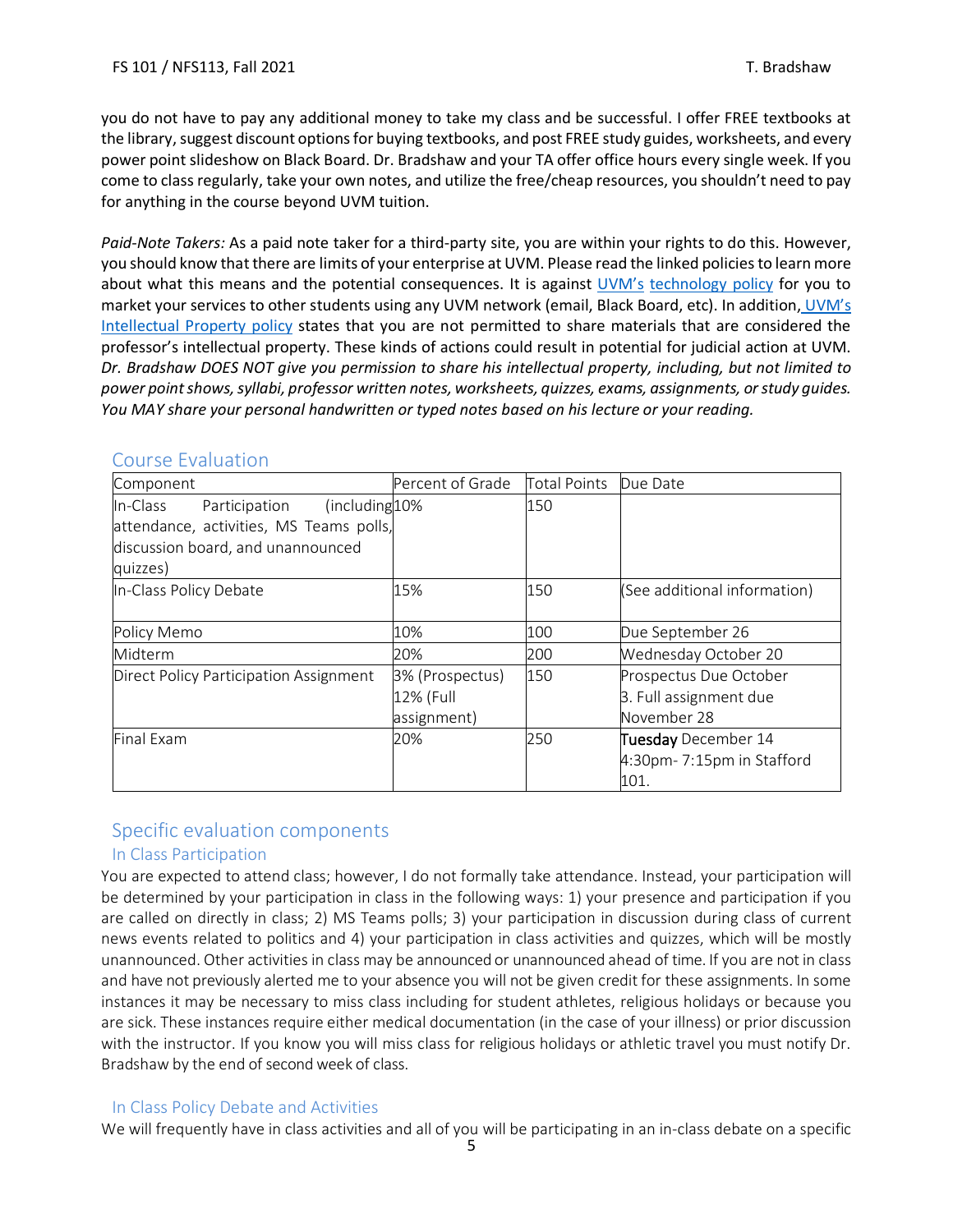you do not have to pay any additional money to take my class and be successful. I offer FREE textbooks at the library, suggest discount options for buying textbooks, and post FREE study guides, worksheets, and every power point slideshow on Black Board. Dr. Bradshaw and your TA offer office hours every single week. If you come to class regularly, take your own notes, and utilize the free/cheap resources, you shouldn't need to pay for anything in the course beyond UVM tuition.

*Paid-Note Takers:* As a paid note taker for a third-party site, you are within your rights to do this. However, you should know that there are limits of your enterprise at UVM. Please read the linked policies to learn more about what this means and the potential consequences. It is against UVM's technology policy for you to market your services to other students using any UVM network (email, Black Board, etc). In addition, UVM's Intellectual Property policy states that you are not permitted to share materials that are considered the professor's intellectual property. These kinds of actions could result in potential for judicial action at UVM. *Dr. Bradshaw DOES NOT give you permission to share his intellectual property, including, but not limited to power point shows, syllabi, professor written notes, worksheets, quizzes, exams, assignments, or study guides. You MAY share your personal handwritten or typed notes based on his lecture or your reading.*

## Course Evaluation

| Component | Percent of Grade | Total Points | Due Date |
|---|---|---|---|
| In-Class Participation (including attendance, activities, MS Teams polls, discussion board, and unannounced quizzes) | 10% | 150 | |
| In-Class Policy Debate | 15% | 150 | (See additional information) |
| Policy Memo | 10% | 100 | Due September 26 |
| Midterm | 20% | 200 | Wednesday October 20 |
| Direct Policy Participation Assignment | 3% (Prospectus) 12% (Full assignment) | 150 | Prospectus Due October 3. Full assignment due November 28 |
| Final Exam | 20% | 250 | **Tuesday** December 14 4:30pm- 7:15pm in Stafford 101. |

## Specific evaluation components

### In Class Participation

You are expected to attend class; however, I do not formally take attendance. Instead, your participation will be determined by your participation in class in the following ways: 1) your presence and participation if you are called on directly in class; 2) MS Teams polls; 3) your participation in discussion during class of current news events related to politics and 4) your participation in class activities and quizzes, which will be mostly unannounced. Other activities in class may be announced or unannounced ahead of time. If you are not in class and have not previously alerted me to your absence you will not be given credit for these assignments. In some instances it may be necessary to miss class including for student athletes, religious holidays or because you are sick. These instances require either medical documentation (in the case of your illness) or prior discussion with the instructor. If you know you will miss class for religious holidays or athletic travel you must notify Dr. Bradshaw by the end of second week of class.

### In Class Policy Debate and Activities

We will frequently have in class activities and all of you will be participating in an in-class debate on a specific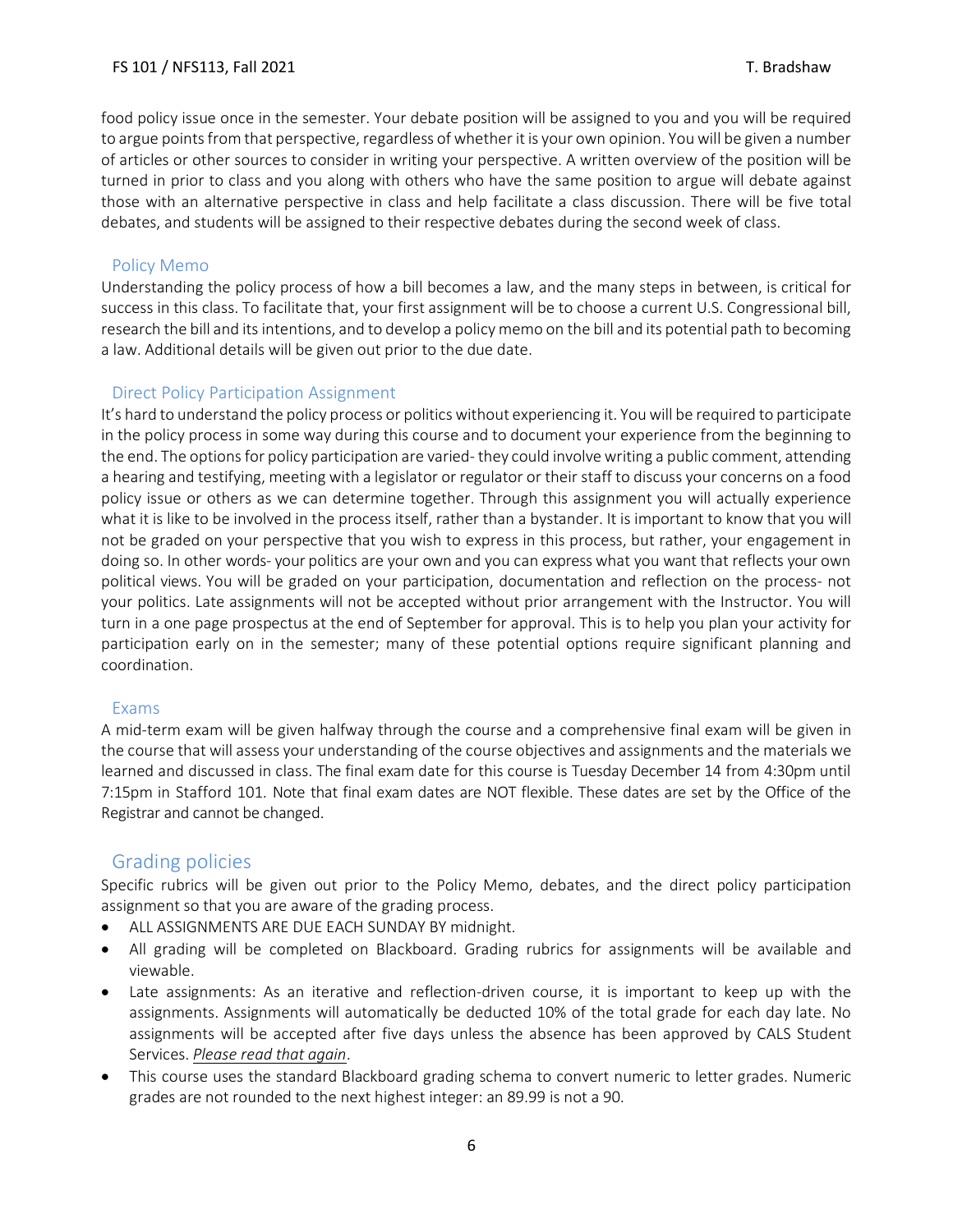food policy issue once in the semester. Your debate position will be assigned to you and you will be required to argue points from that perspective, regardless of whether it is your own opinion. You will be given a number of articles or other sources to consider in writing your perspective. A written overview of the position will be turned in prior to class and you along with others who have the same position to argue will debate against those with an alternative perspective in class and help facilitate a class discussion. There will be five total debates, and students will be assigned to their respective debates during the second week of class.

### Policy Memo

Understanding the policy process of how a bill becomes a law, and the many steps in between, is critical for success in this class. To facilitate that, your first assignment will be to choose a current U.S. Congressional bill, research the bill and its intentions, and to develop a policy memo on the bill and its potential path to becoming a law. Additional details will be given out prior to the due date.

### Direct Policy Participation Assignment

It's hard to understand the policy process or politics without experiencing it. You will be required to participate in the policy process in some way during this course and to document your experience from the beginning to the end. The options for policy participation are varied- they could involve writing a public comment, attending a hearing and testifying, meeting with a legislator or regulator or their staff to discuss your concerns on a food policy issue or others as we can determine together. Through this assignment you will actually experience what it is like to be involved in the process itself, rather than a bystander. It is important to know that you will not be graded on your perspective that you wish to express in this process, but rather, your engagement in doing so. In other words- your politics are your own and you can express what you want that reflects your own political views. You will be graded on your participation, documentation and reflection on the process- not your politics. Late assignments will not be accepted without prior arrangement with the Instructor. You will turn in a one page prospectus at the end of September for approval. This is to help you plan your activity for participation early on in the semester; many of these potential options require significant planning and coordination.

### Exams

A mid-term exam will be given halfway through the course and a comprehensive final exam will be given in the course that will assess your understanding of the course objectives and assignments and the materials we learned and discussed in class. The final exam date for this course is Tuesday December 14 from 4:30pm until 7:15pm in Stafford 101. Note that final exam dates are NOT flexible. These dates are set by the Office of the Registrar and cannot be changed.

## Grading policies

Specific rubrics will be given out prior to the Policy Memo, debates, and the direct policy participation assignment so that you are aware of the grading process.

- ALL ASSIGNMENTS ARE DUE EACH SUNDAY BY midnight.
- All grading will be completed on Blackboard. Grading rubrics for assignments will be available and viewable.
- Late assignments: As an iterative and reflection-driven course, it is important to keep up with the assignments. Assignments will automatically be deducted 10% of the total grade for each day late. No assignments will be accepted after five days unless the absence has been approved by CALS Student Services. *Please read that again*.
- This course uses the standard Blackboard grading schema to convert numeric to letter grades. Numeric grades are not rounded to the next highest integer: an 89.99 is not a 90.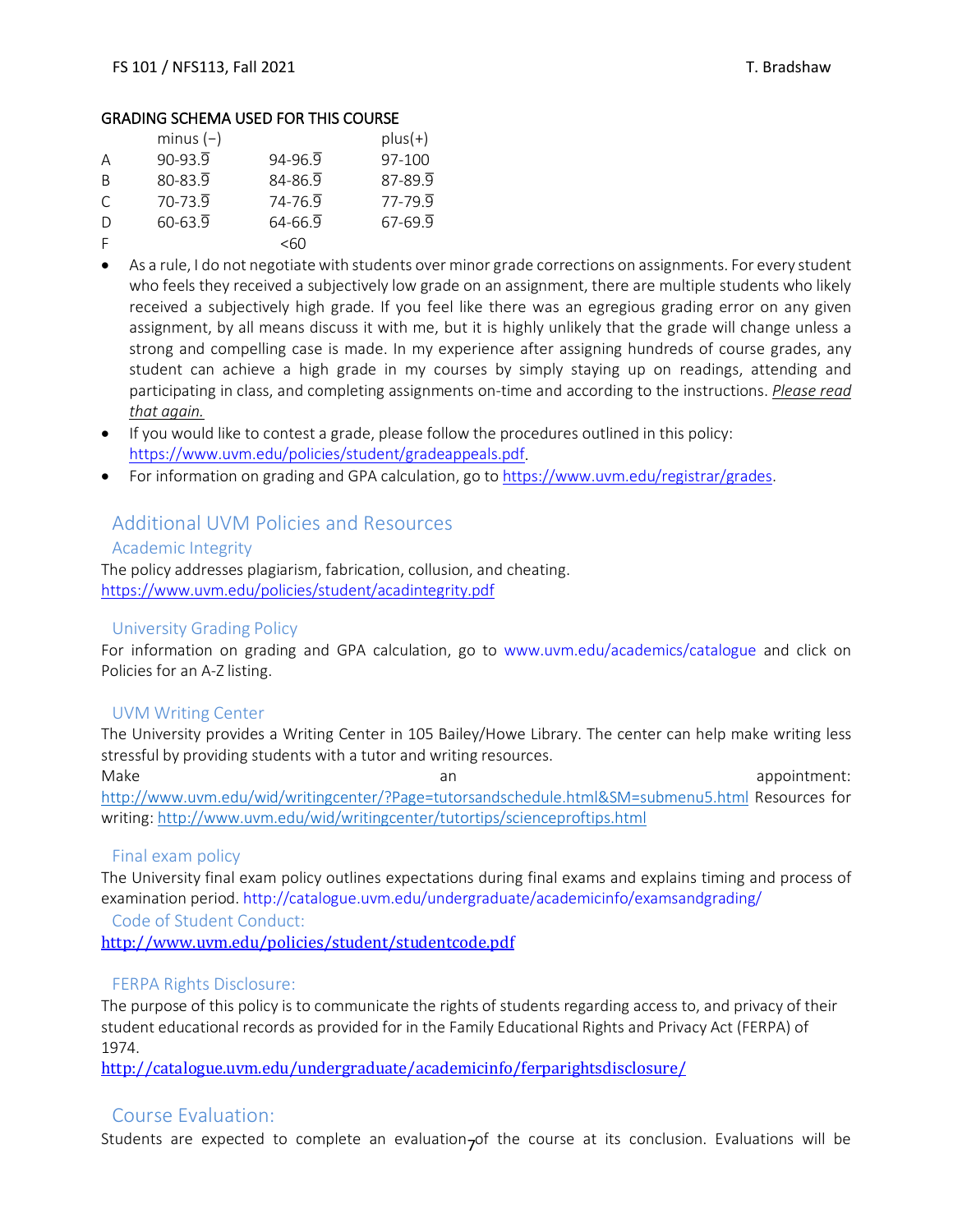GRADING SCHEMA USED FOR THIS COURSE

| | minus (−) | | plus(+) |
|---|---|---|---|
| A | 90-93.$\overline{9}$ | 94-96.$\overline{9}$ | 97-100 |
| B | 80-83.$\overline{9}$ | 84-86.$\overline{9}$ | 87-89.$\overline{9}$ |
| C | 70-73.$\overline{9}$ | 74-76.$\overline{9}$ | 77-79.$\overline{9}$ |
| D | 60-63.$\overline{9}$ | 64-66.$\overline{9}$ | 67-69.$\overline{9}$ |
| F | | <60 | |

- As a rule, I do not negotiate with students over minor grade corrections on assignments. For every student who feels they received a subjectively low grade on an assignment, there are multiple students who likely received a subjectively high grade. If you feel like there was an egregious grading error on any given assignment, by all means discuss it with me, but it is highly unlikely that the grade will change unless a strong and compelling case is made. In my experience after assigning hundreds of course grades, any student can achieve a high grade in my courses by simply staying up on readings, attending and participating in class, and completing assignments on-time and according to the instructions. *Please read that again.*
- If you would like to contest a grade, please follow the procedures outlined in this policy: https://www.uvm.edu/policies/student/gradeappeals.pdf.
- For information on grading and GPA calculation, go to https://www.uvm.edu/registrar/grades.

## Additional UVM Policies and Resources

### Academic Integrity

The policy addresses plagiarism, fabrication, collusion, and cheating.
https://www.uvm.edu/policies/student/acadintegrity.pdf

### University Grading Policy

For information on grading and GPA calculation, go to www.uvm.edu/academics/catalogue and click on Policies for an A-Z listing.

### UVM Writing Center

The University provides a Writing Center in 105 Bailey/Howe Library. The center can help make writing less stressful by providing students with a tutor and writing resources.
Make an appointment: http://www.uvm.edu/wid/writingcenter/?Page=tutorsandschedule.html&SM=submenu5.html Resources for writing: http://www.uvm.edu/wid/writingcenter/tutortips/scienceproftips.html

### Final exam policy

The University final exam policy outlines expectations during final exams and explains timing and process of examination period. http://catalogue.uvm.edu/undergraduate/academicinfo/examsandgrading/

### Code of Student Conduct:

http://www.uvm.edu/policies/student/studentcode.pdf

### FERPA Rights Disclosure:

The purpose of this policy is to communicate the rights of students regarding access to, and privacy of their student educational records as provided for in the Family Educational Rights and Privacy Act (FERPA) of 1974.
http://catalogue.uvm.edu/undergraduate/academicinfo/ferparightsdisclosure/

## Course Evaluation:

Students are expected to complete an evaluation of the course at its conclusion. Evaluations will be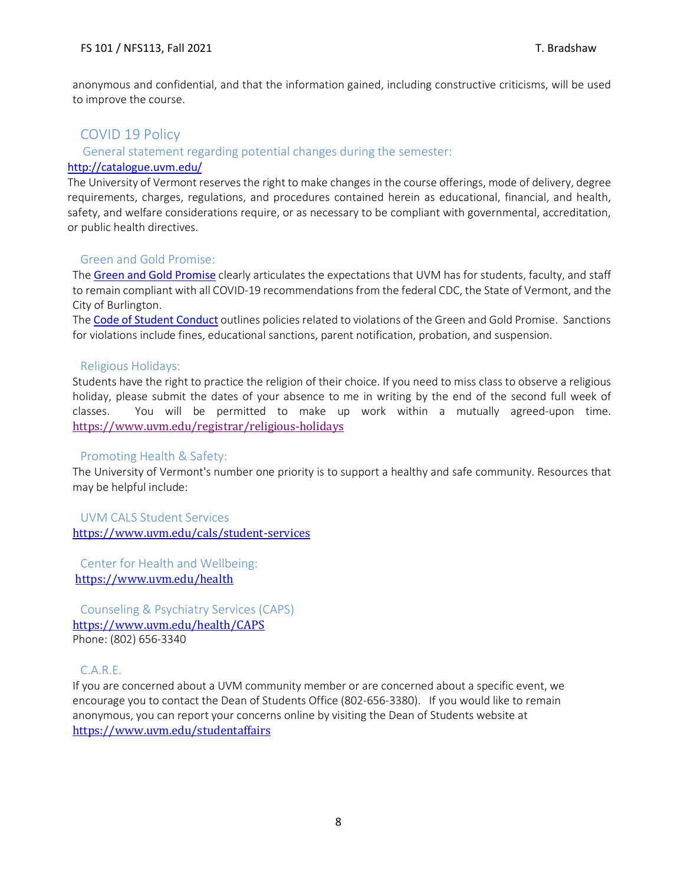anonymous and confidential, and that the information gained, including constructive criticisms, will be used to improve the course.

## COVID 19 Policy

### General statement regarding potential changes during the semester:

http://catalogue.uvm.edu/

The University of Vermont reserves the right to make changes in the course offerings, mode of delivery, degree requirements, charges, regulations, and procedures contained herein as educational, financial, and health, safety, and welfare considerations require, or as necessary to be compliant with governmental, accreditation, or public health directives.

### Green and Gold Promise:

The Green and Gold Promise clearly articulates the expectations that UVM has for students, faculty, and staff to remain compliant with all COVID-19 recommendations from the federal CDC, the State of Vermont, and the City of Burlington.

The Code of Student Conduct outlines policies related to violations of the Green and Gold Promise. Sanctions for violations include fines, educational sanctions, parent notification, probation, and suspension.

### Religious Holidays:

Students have the right to practice the religion of their choice. If you need to miss class to observe a religious holiday, please submit the dates of your absence to me in writing by the end of the second full week of classes. You will be permitted to make up work within a mutually agreed-upon time. https://www.uvm.edu/registrar/religious-holidays

### Promoting Health & Safety:

The University of Vermont's number one priority is to support a healthy and safe community. Resources that may be helpful include:

### UVM CALS Student Services

https://www.uvm.edu/cals/student-services

### Center for Health and Wellbeing:

https://www.uvm.edu/health

### Counseling & Psychiatry Services (CAPS)

https://www.uvm.edu/health/CAPS

Phone: (802) 656-3340

### C.A.R.E.

If you are concerned about a UVM community member or are concerned about a specific event, we encourage you to contact the Dean of Students Office (802-656-3380). If you would like to remain anonymous, you can report your concerns online by visiting the Dean of Students website at https://www.uvm.edu/studentaffairs